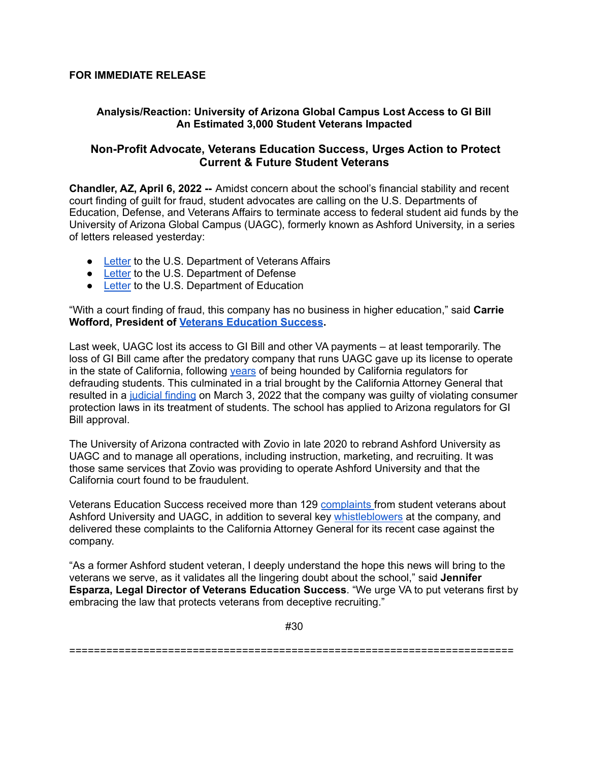**FOR IMMEDIATE RELEASE**

## Analysis/Reaction: University of Arizona Global Campus Lost Access to GI Bill An Estimated 3,000 Student Veterans Impacted

## Non-Profit Advocate, Veterans Education Success, Urges Action to Protect Current & Future Student Veterans

**Chandler, AZ, April 6, 2022 --** Amidst concern about the school's financial stability and recent court finding of guilt for fraud, student advocates are calling on the U.S. Departments of Education, Defense, and Veterans Affairs to terminate access to federal student aid funds by the University of Arizona Global Campus (UAGC), formerly known as Ashford University, in a series of letters released yesterday:

- Letter to the U.S. Department of Veterans Affairs
- Letter to the U.S. Department of Defense
- Letter to the U.S. Department of Education

"With a court finding of fraud, this company has no business in higher education," said **Carrie Wofford, President of Veterans Education Success.**

Last week, UAGC lost its access to GI Bill and other VA payments – at least temporarily. The loss of GI Bill came after the predatory company that runs UAGC gave up its license to operate in the state of California, following years of being hounded by California regulators for defrauding students. This culminated in a trial brought by the California Attorney General that resulted in a judicial finding on March 3, 2022 that the company was guilty of violating consumer protection laws in its treatment of students. The school has applied to Arizona regulators for GI Bill approval.

The University of Arizona contracted with Zovio in late 2020 to rebrand Ashford University as UAGC and to manage all operations, including instruction, marketing, and recruiting. It was those same services that Zovio was providing to operate Ashford University and that the California court found to be fraudulent.

Veterans Education Success received more than 129 complaints from student veterans about Ashford University and UAGC, in addition to several key whistleblowers at the company, and delivered these complaints to the California Attorney General for its recent case against the company.

"As a former Ashford student veteran, I deeply understand the hope this news will bring to the veterans we serve, as it validates all the lingering doubt about the school," said **Jennifer Esparza, Legal Director of Veterans Education Success**. "We urge VA to put veterans first by embracing the law that protects veterans from deceptive recruiting."

#30

========================================================================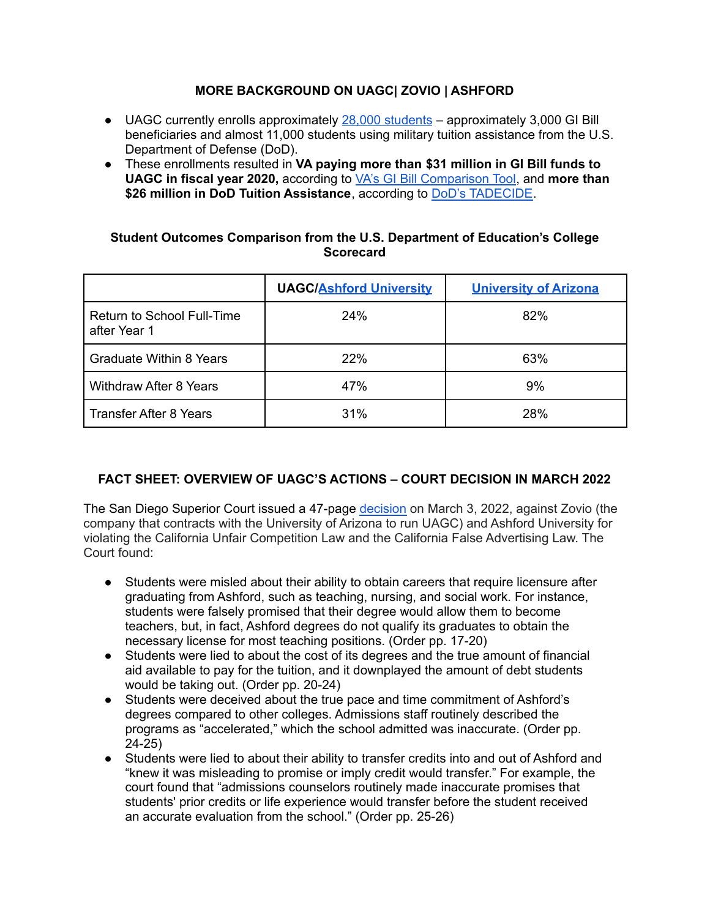## MORE BACKGROUND ON UAGC| ZOVIO | ASHFORD

- UAGC currently enrolls approximately 28,000 students – approximately 3,000 GI Bill beneficiaries and almost 11,000 students using military tuition assistance from the U.S. Department of Defense (DoD).
- These enrollments resulted in **VA paying more than $31 million in GI Bill funds to UAGC in fiscal year 2020,** according to VA's GI Bill Comparison Tool, and **more than $26 million in DoD Tuition Assistance**, according to DoD's TADECIDE.

### Student Outcomes Comparison from the U.S. Department of Education's College Scorecard

| | UAGC/Ashford University | University of Arizona |
|---|---|---|
| Return to School Full-Time after Year 1 | 24% | 82% |
| Graduate Within 8 Years | 22% | 63% |
| Withdraw After 8 Years | 47% | 9% |
| Transfer After 8 Years | 31% | 28% |

## FACT SHEET: OVERVIEW OF UAGC'S ACTIONS – COURT DECISION IN MARCH 2022

The San Diego Superior Court issued a 47-page decision on March 3, 2022, against Zovio (the company that contracts with the University of Arizona to run UAGC) and Ashford University for violating the California Unfair Competition Law and the California False Advertising Law. The Court found:

- Students were misled about their ability to obtain careers that require licensure after graduating from Ashford, such as teaching, nursing, and social work. For instance, students were falsely promised that their degree would allow them to become teachers, but, in fact, Ashford degrees do not qualify its graduates to obtain the necessary license for most teaching positions. (Order pp. 17-20)
- Students were lied to about the cost of its degrees and the true amount of financial aid available to pay for the tuition, and it downplayed the amount of debt students would be taking out. (Order pp. 20-24)
- Students were deceived about the true pace and time commitment of Ashford's degrees compared to other colleges. Admissions staff routinely described the programs as "accelerated," which the school admitted was inaccurate. (Order pp. 24-25)
- Students were lied to about their ability to transfer credits into and out of Ashford and "knew it was misleading to promise or imply credit would transfer." For example, the court found that "admissions counselors routinely made inaccurate promises that students' prior credits or life experience would transfer before the student received an accurate evaluation from the school." (Order pp. 25-26)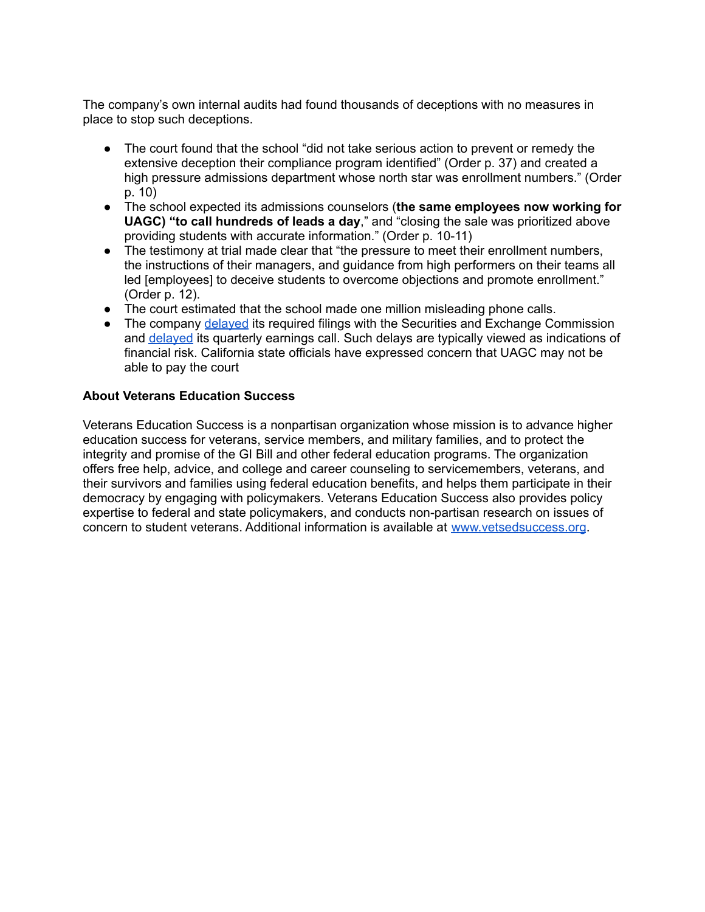The company's own internal audits had found thousands of deceptions with no measures in place to stop such deceptions.

- The court found that the school "did not take serious action to prevent or remedy the extensive deception their compliance program identified" (Order p. 37) and created a high pressure admissions department whose north star was enrollment numbers." (Order p. 10)
- The school expected its admissions counselors (**the same employees now working for UAGC) "to call hundreds of leads a day**," and "closing the sale was prioritized above providing students with accurate information." (Order p. 10-11)
- The testimony at trial made clear that "the pressure to meet their enrollment numbers, the instructions of their managers, and guidance from high performers on their teams all led [employees] to deceive students to overcome objections and promote enrollment." (Order p. 12).
- The court estimated that the school made one million misleading phone calls.
- The company delayed its required filings with the Securities and Exchange Commission and delayed its quarterly earnings call. Such delays are typically viewed as indications of financial risk. California state officials have expressed concern that UAGC may not be able to pay the court

**About Veterans Education Success**

Veterans Education Success is a nonpartisan organization whose mission is to advance higher education success for veterans, service members, and military families, and to protect the integrity and promise of the GI Bill and other federal education programs. The organization offers free help, advice, and college and career counseling to servicemembers, veterans, and their survivors and families using federal education benefits, and helps them participate in their democracy by engaging with policymakers. Veterans Education Success also provides policy expertise to federal and state policymakers, and conducts non-partisan research on issues of concern to student veterans. Additional information is available at www.vetsedsuccess.org.